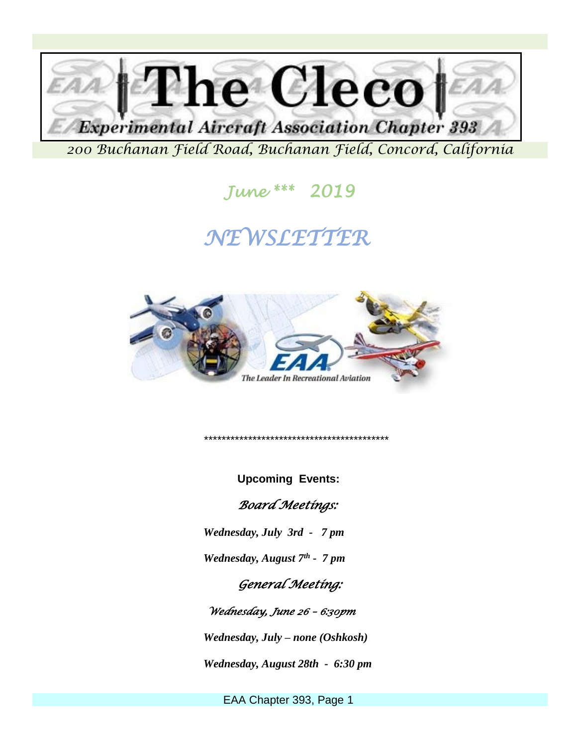# The Cleco

## Experimental Aircraft Association Chapter 393

*200 Buchanan Field Road, Buchanan Field, Concord, California*

*June *** 2019*

# *NEWSLETTER*

*******************************************

**Upcoming Events:**

### *Board Meetings:*

***Wednesday, July 3rd - 7 pm***

***Wednesday, August 7th - 7 pm***

### *General Meeting:*

*Wednesday, June 26 – 6:30pm*

***Wednesday, July – none (Oshkosh)***

***Wednesday, August 28th - 6:30 pm***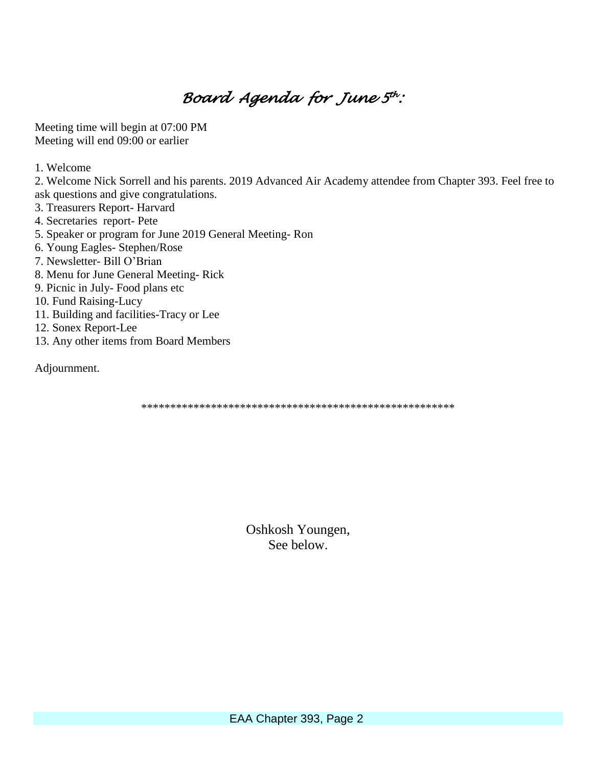# *Board Agenda for June 5th:*

Meeting time will begin at 07:00 PM
Meeting will end 09:00 or earlier

1. Welcome
2. Welcome Nick Sorrell and his parents. 2019 Advanced Air Academy attendee from Chapter 393. Feel free to ask questions and give congratulations.
3. Treasurers Report- Harvard
4. Secretaries report- Pete
5. Speaker or program for June 2019 General Meeting- Ron
6. Young Eagles- Stephen/Rose
7. Newsletter- Bill O'Brian
8. Menu for June General Meeting- Rick
9. Picnic in July- Food plans etc
10. Fund Raising-Lucy
11. Building and facilities-Tracy or Lee
12. Sonex Report-Lee
13. Any other items from Board Members

Adjournment.

*****************************************************

Oshkosh Youngen,
See below.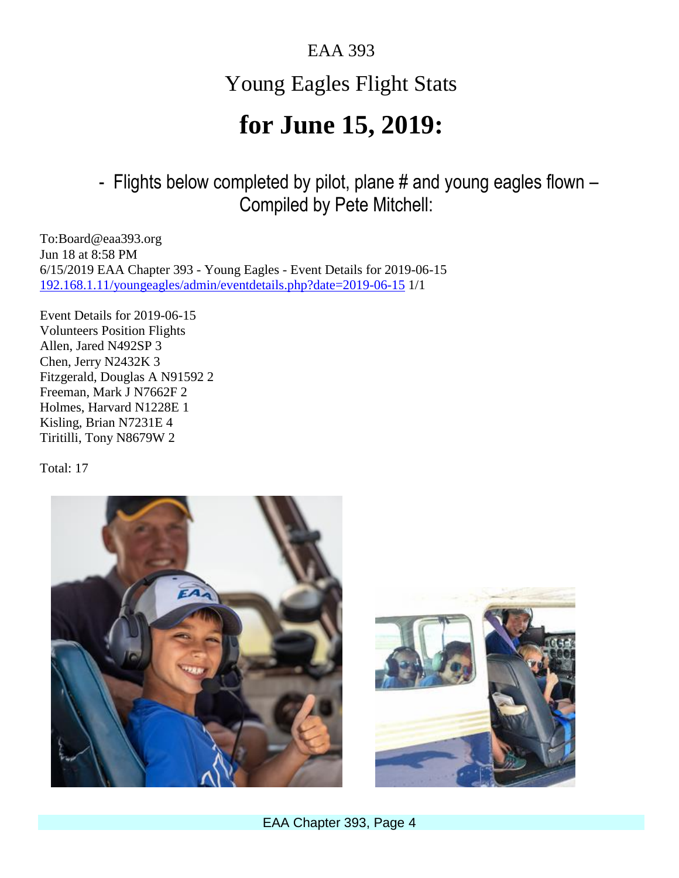EAA 393

# Young Eagles Flight Stats

# for June 15, 2019:

## - Flights below completed by pilot, plane # and young eagles flown – Compiled by Pete Mitchell:

To:Board@eaa393.org
Jun 18 at 8:58 PM
6/15/2019 EAA Chapter 393 - Young Eagles - Event Details for 2019-06-15
[192.168.1.11/youngeagles/admin/eventdetails.php?date=2019-06-15](192.168.1.11/youngeagles/admin/eventdetails.php?date=2019-06-15) 1/1

Event Details for 2019-06-15
Volunteers Position Flights
Allen, Jared N492SP 3
Chen, Jerry N2432K 3
Fitzgerald, Douglas A N91592 2
Freeman, Mark J N7662F 2
Holmes, Harvard N1228E 1
Kisling, Brian N7231E 4
Tiritilli, Tony N8679W 2

Total: 17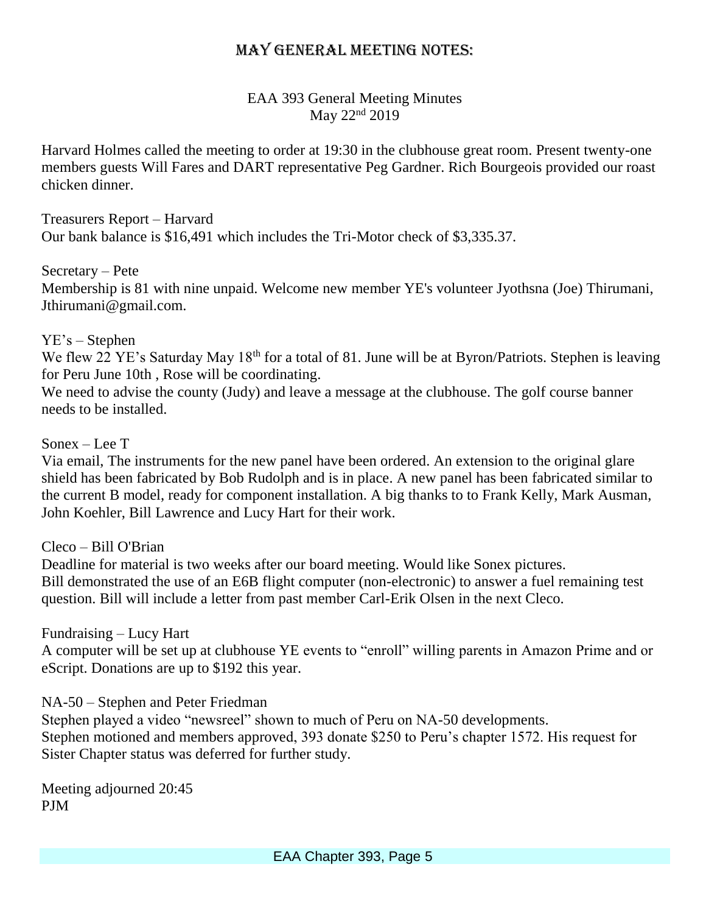# MAY GENERAL MEETING NOTES:

EAA 393 General Meeting Minutes
May 22nd 2019

Harvard Holmes called the meeting to order at 19:30 in the clubhouse great room. Present twenty-one members guests Will Fares and DART representative Peg Gardner. Rich Bourgeois provided our roast chicken dinner.

Treasurers Report – Harvard
Our bank balance is $16,491 which includes the Tri-Motor check of $3,335.37.

Secretary – Pete
Membership is 81 with nine unpaid. Welcome new member YE's volunteer Jyothsna (Joe) Thirumani, Jthirumani@gmail.com.

YE's – Stephen
We flew 22 YE's Saturday May 18th for a total of 81. June will be at Byron/Patriots. Stephen is leaving for Peru June 10th , Rose will be coordinating.
We need to advise the county (Judy) and leave a message at the clubhouse. The golf course banner needs to be installed.

Sonex – Lee T
Via email, The instruments for the new panel have been ordered. An extension to the original glare shield has been fabricated by Bob Rudolph and is in place. A new panel has been fabricated similar to the current B model, ready for component installation. A big thanks to to Frank Kelly, Mark Ausman, John Koehler, Bill Lawrence and Lucy Hart for their work.

Cleco – Bill O'Brian
Deadline for material is two weeks after our board meeting. Would like Sonex pictures.
Bill demonstrated the use of an E6B flight computer (non-electronic) to answer a fuel remaining test question. Bill will include a letter from past member Carl-Erik Olsen in the next Cleco.

Fundraising – Lucy Hart
A computer will be set up at clubhouse YE events to "enroll" willing parents in Amazon Prime and or eScript. Donations are up to $192 this year.

NA-50 – Stephen and Peter Friedman
Stephen played a video "newsreel" shown to much of Peru on NA-50 developments.
Stephen motioned and members approved, 393 donate $250 to Peru's chapter 1572. His request for Sister Chapter status was deferred for further study.

Meeting adjourned 20:45
PJM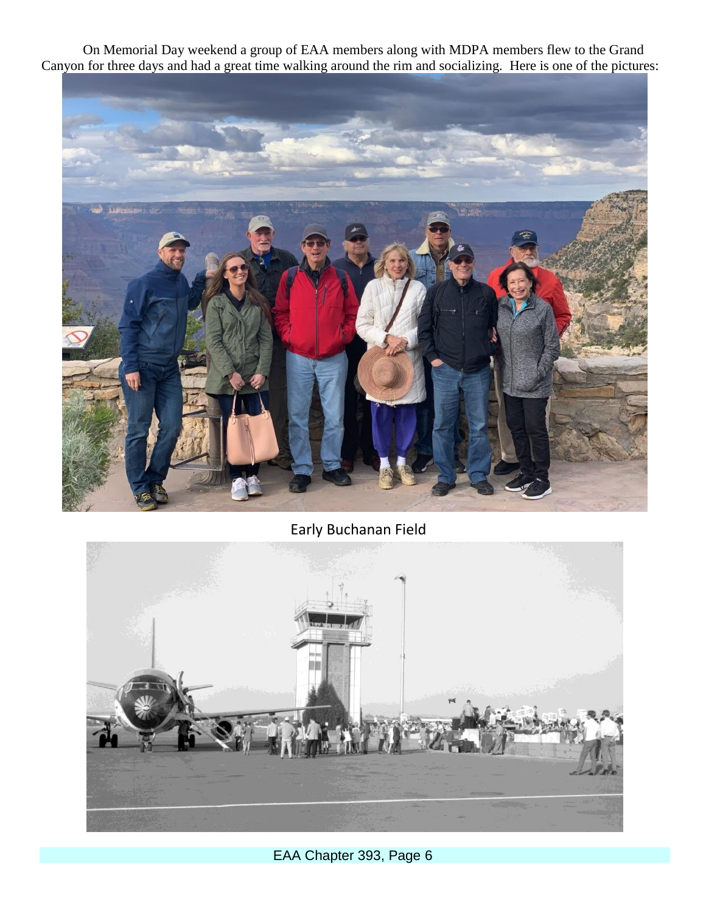On Memorial Day weekend a group of EAA members along with MDPA members flew to the Grand Canyon for three days and had a great time walking around the rim and socializing. Here is one of the pictures:

Early Buchanan Field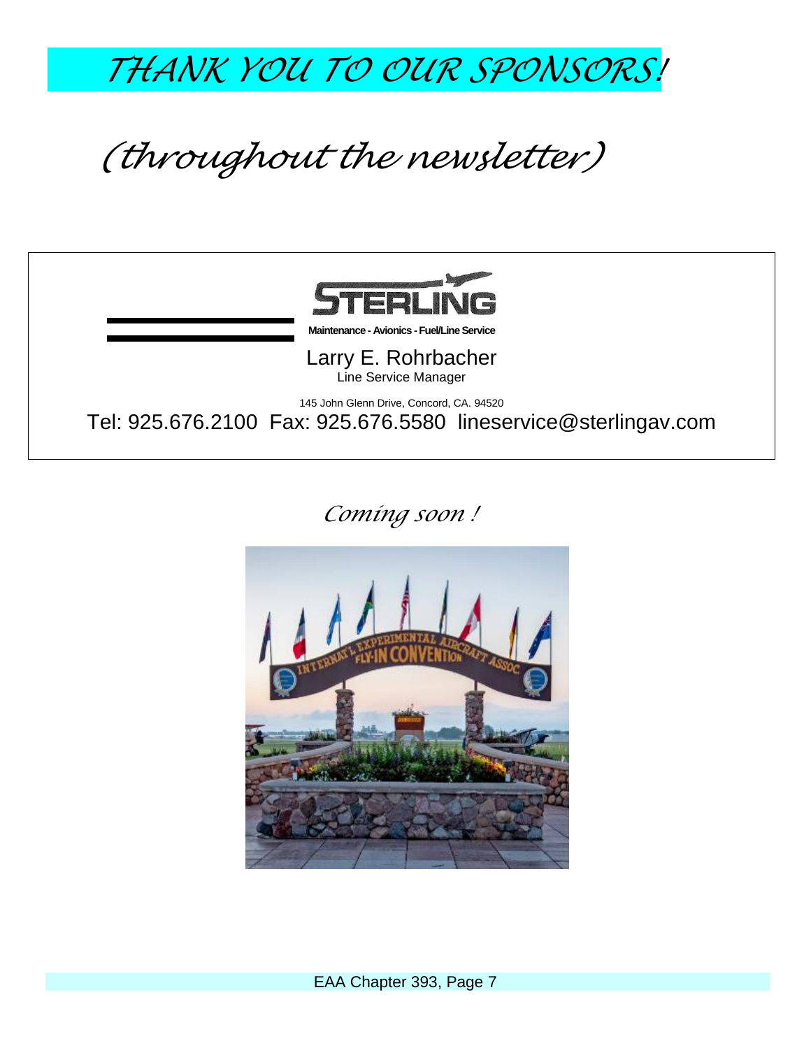# *THANK YOU TO OUR SPONSORS!*

## *(throughout the newsletter)*

**STERLING**

**Maintenance - Avionics - Fuel/Line Service**

Larry E. Rohrbacher
Line Service Manager

145 John Glenn Drive, Concord, CA. 94520

Tel: 925.676.2100 Fax: 925.676.5580 lineservice@sterlingav.com

*Coming soon !*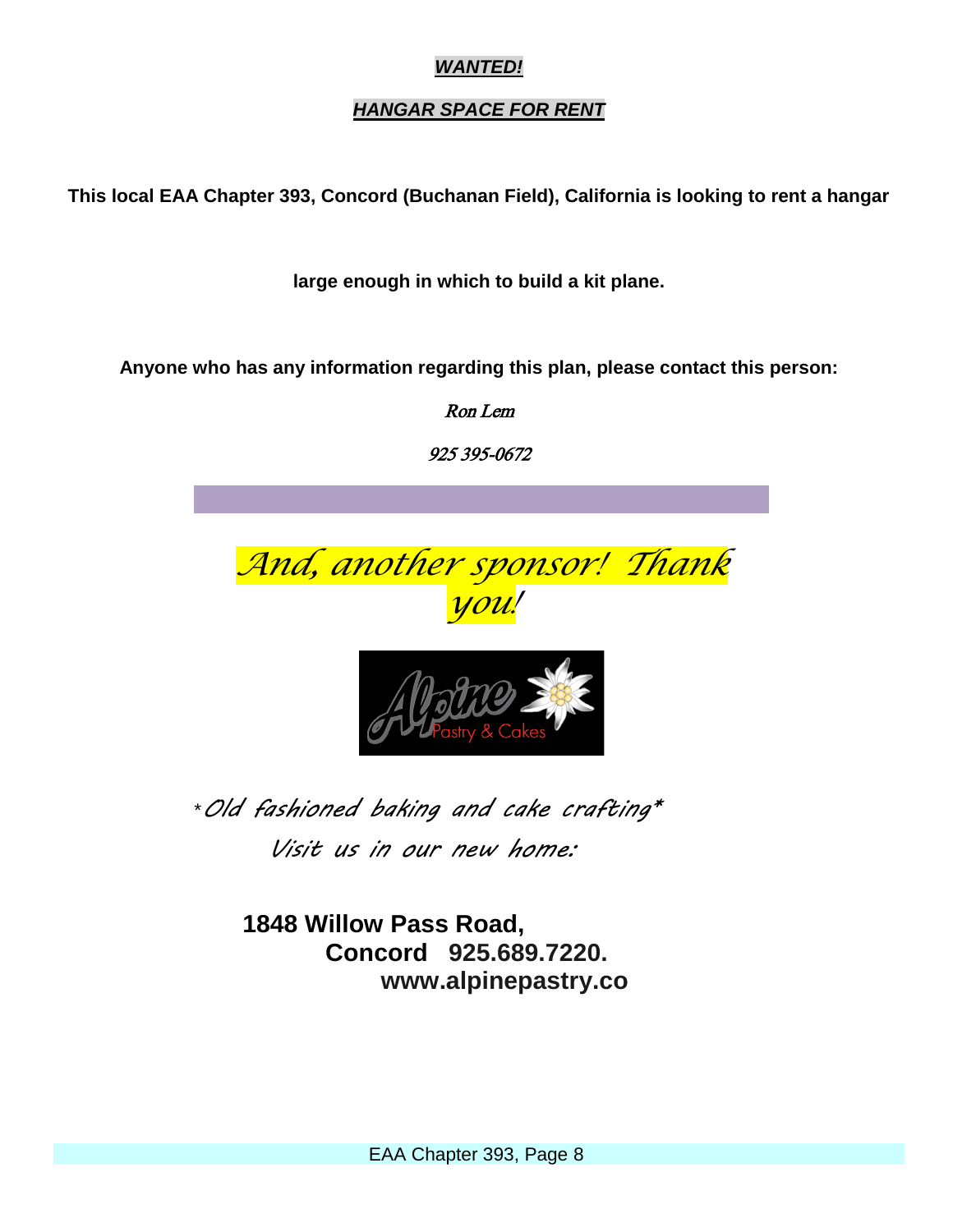***WANTED!***

***HANGAR SPACE FOR RENT***

**This local EAA Chapter 393, Concord (Buchanan Field), California is looking to rent a hangar**

**large enough in which to build a kit plane.**

**Anyone who has any information regarding this plan, please contact this person:**

*Ron Lem*

*925 395-0672*

*And, another sponsor! Thank you!*

Alpine Pastry & Cakes

*\*Old fashioned baking and cake crafting\**

*Visit us in our new home:*

**1848 Willow Pass Road,**
**Concord 925.689.7220.**
**www.alpinepastry.co**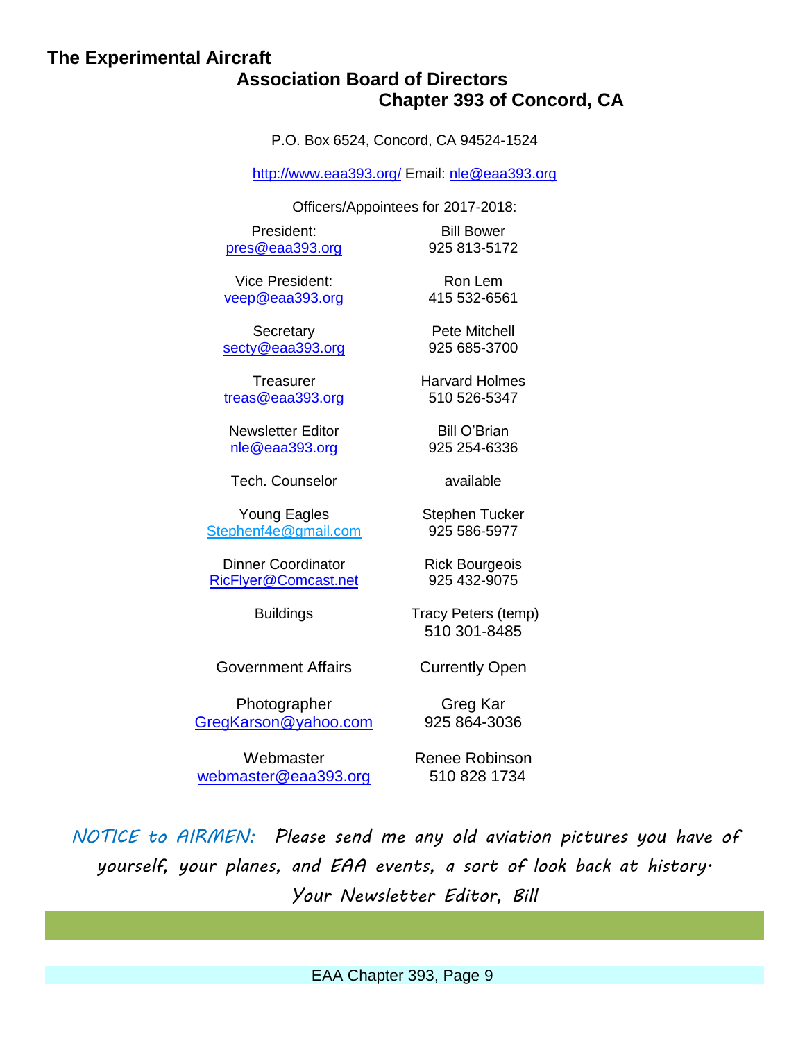## The Experimental Aircraft Association Board of Directors Chapter 393 of Concord, CA

P.O. Box 6524, Concord, CA 94524-1524

http://www.eaa393.org/ Email: nle@eaa393.org

Officers/Appointees for 2017-2018:

| | |
|---|---|
| President: pres@eaa393.org | Bill Bower 925 813-5172 |
| Vice President: veep@eaa393.org | Ron Lem 415 532-6561 |
| Secretary secty@eaa393.org | Pete Mitchell 925 685-3700 |
| Treasurer treas@eaa393.org | Harvard Holmes 510 526-5347 |
| Newsletter Editor nle@eaa393.org | Bill O'Brian 925 254-6336 |
| Tech. Counselor | available |
| Young Eagles Stephenf4e@gmail.com | Stephen Tucker 925 586-5977 |
| Dinner Coordinator RicFlyer@Comcast.net | Rick Bourgeois 925 432-9075 |
| Buildings | Tracy Peters (temp) 510 301-8485 |
| Government Affairs | Currently Open |
| Photographer GregKarson@yahoo.com | Greg Kar 925 864-3036 |
| Webmaster webmaster@eaa393.org | Renee Robinson 510 828 1734 |

*NOTICE to AIRMEN: Please send me any old aviation pictures you have of yourself, your planes, and EAA events, a sort of look back at history.*

*Your Newsletter Editor, Bill*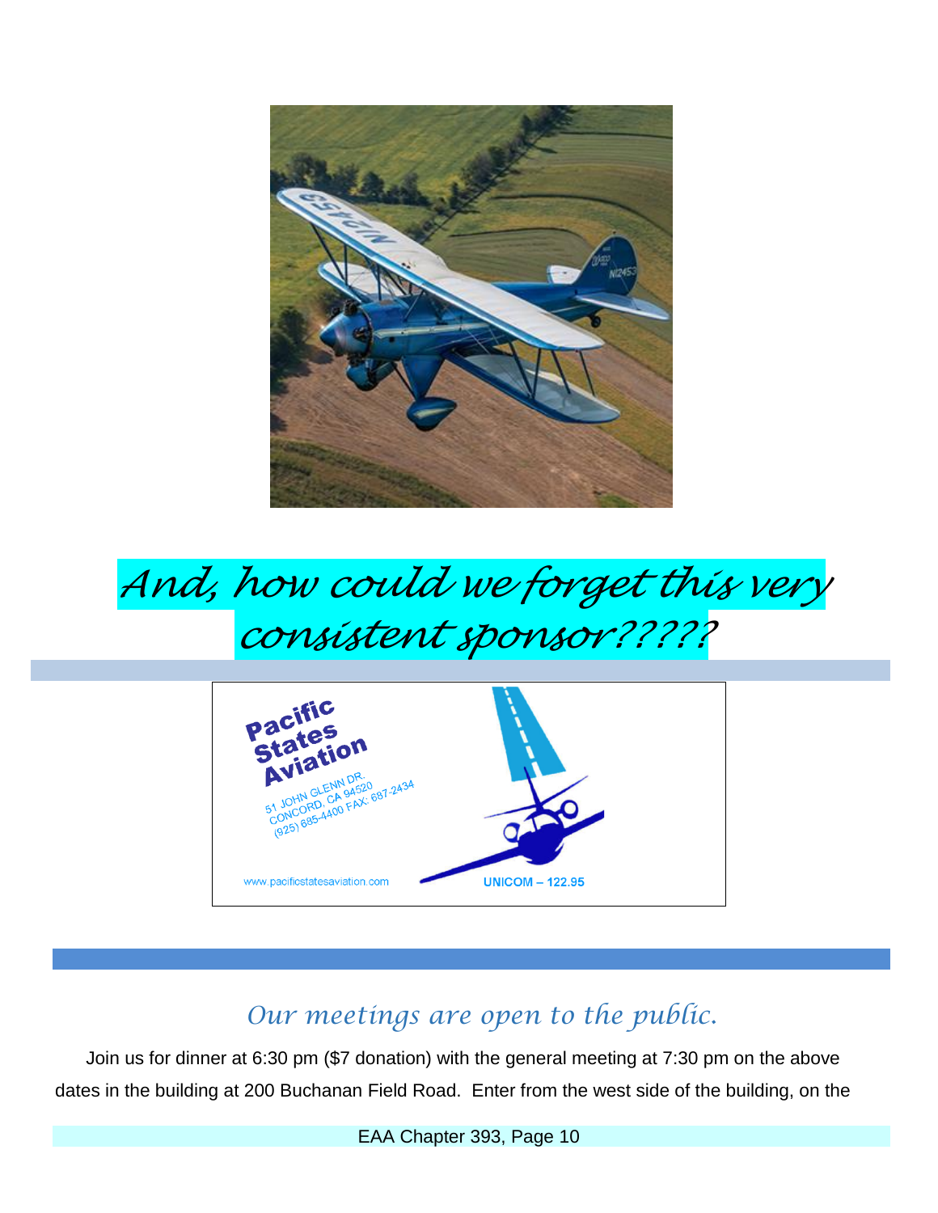*And, how could we forget this very consistent sponsor?????*

Pacific States Aviation

51 JOHN GLENN DR.
CONCORD, CA 94520
(925) 685-4400 FAX: 687-2434

www.pacificstatesaviation.com

UNICOM – 122.95

## *Our meetings are open to the public.*

Join us for dinner at 6:30 pm ($7 donation) with the general meeting at 7:30 pm on the above dates in the building at 200 Buchanan Field Road. Enter from the west side of the building, on the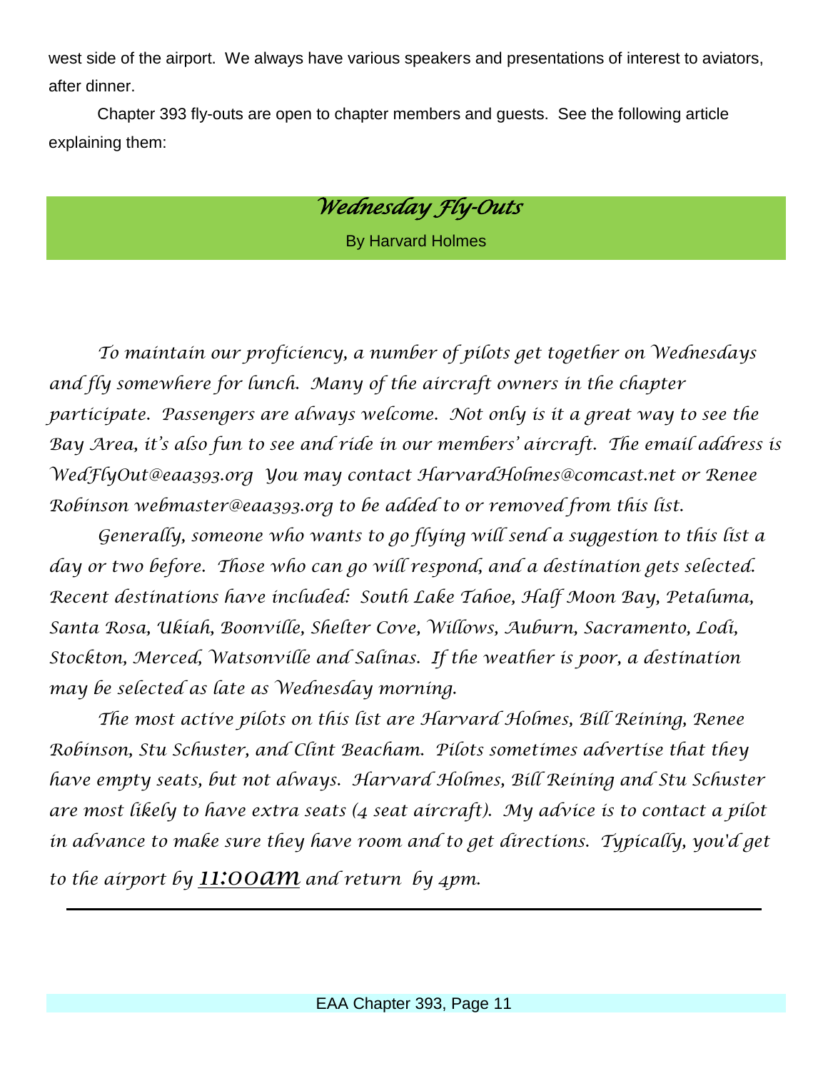west side of the airport. We always have various speakers and presentations of interest to aviators, after dinner.

Chapter 393 fly-outs are open to chapter members and guests. See the following article explaining them:

## *Wednesday Fly-Outs*

By Harvard Holmes

*To maintain our proficiency, a number of pilots get together on Wednesdays and fly somewhere for lunch. Many of the aircraft owners in the chapter participate. Passengers are always welcome. Not only is it a great way to see the Bay Area, it's also fun to see and ride in our members' aircraft. The email address is WedFlyOut@eaa393.org You may contact HarvardHolmes@comcast.net or Renee Robinson webmaster@eaa393.org to be added to or removed from this list.*

*Generally, someone who wants to go flying will send a suggestion to this list a day or two before. Those who can go will respond, and a destination gets selected. Recent destinations have included: South Lake Tahoe, Half Moon Bay, Petaluma, Santa Rosa, Ukiah, Boonville, Shelter Cove, Willows, Auburn, Sacramento, Lodi, Stockton, Merced, Watsonville and Salinas. If the weather is poor, a destination may be selected as late as Wednesday morning.*

*The most active pilots on this list are Harvard Holmes, Bill Reining, Renee Robinson, Stu Schuster, and Clint Beacham. Pilots sometimes advertise that they have empty seats, but not always. Harvard Holmes, Bill Reining and Stu Schuster are most likely to have extra seats (4 seat aircraft). My advice is to contact a pilot in advance to make sure they have room and to get directions. Typically, you'd get to the airport by **11:00am** and return by 4pm.*

---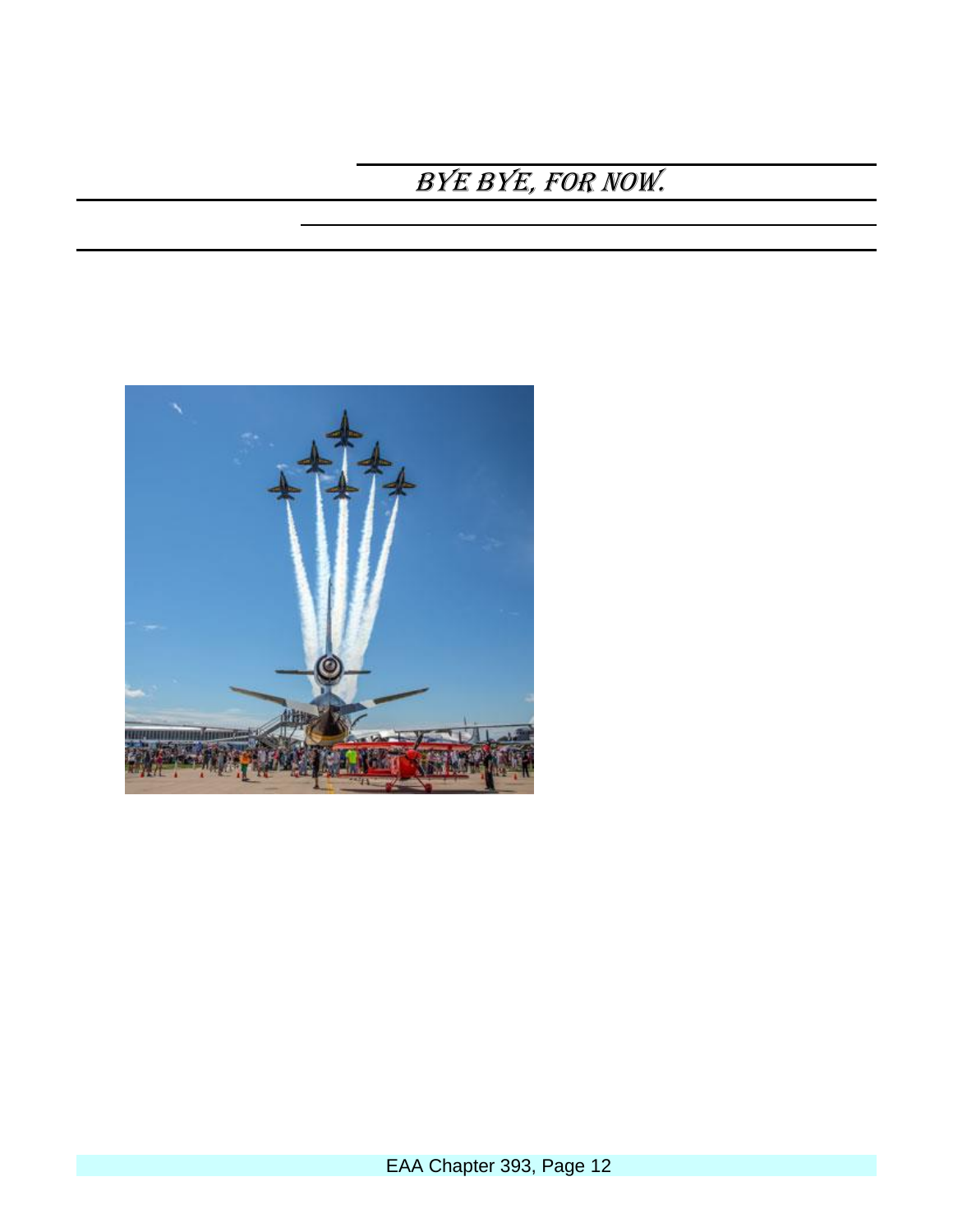# BYE BYE, FOR NOW.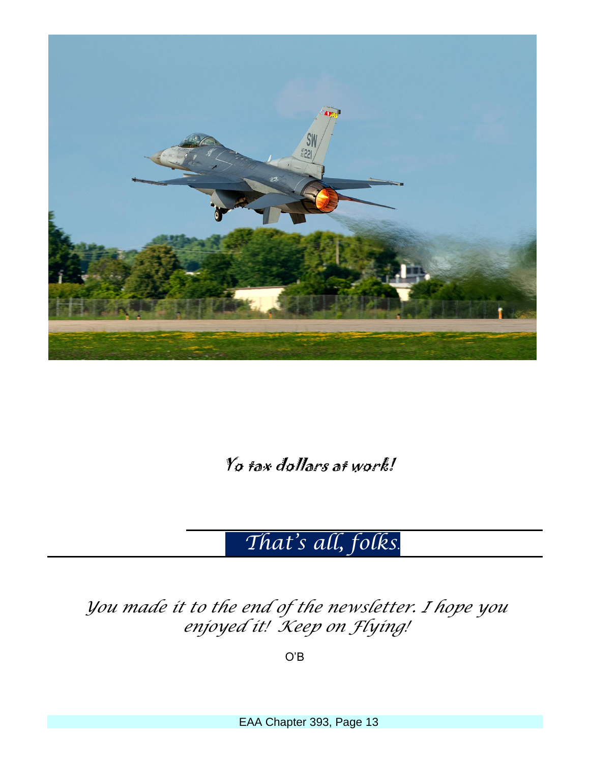*Yo tax dollars at work!*

## *That's all, folks.*

*You made it to the end of the newsletter. I hope you enjoyed it! Keep on Flying!*

O'B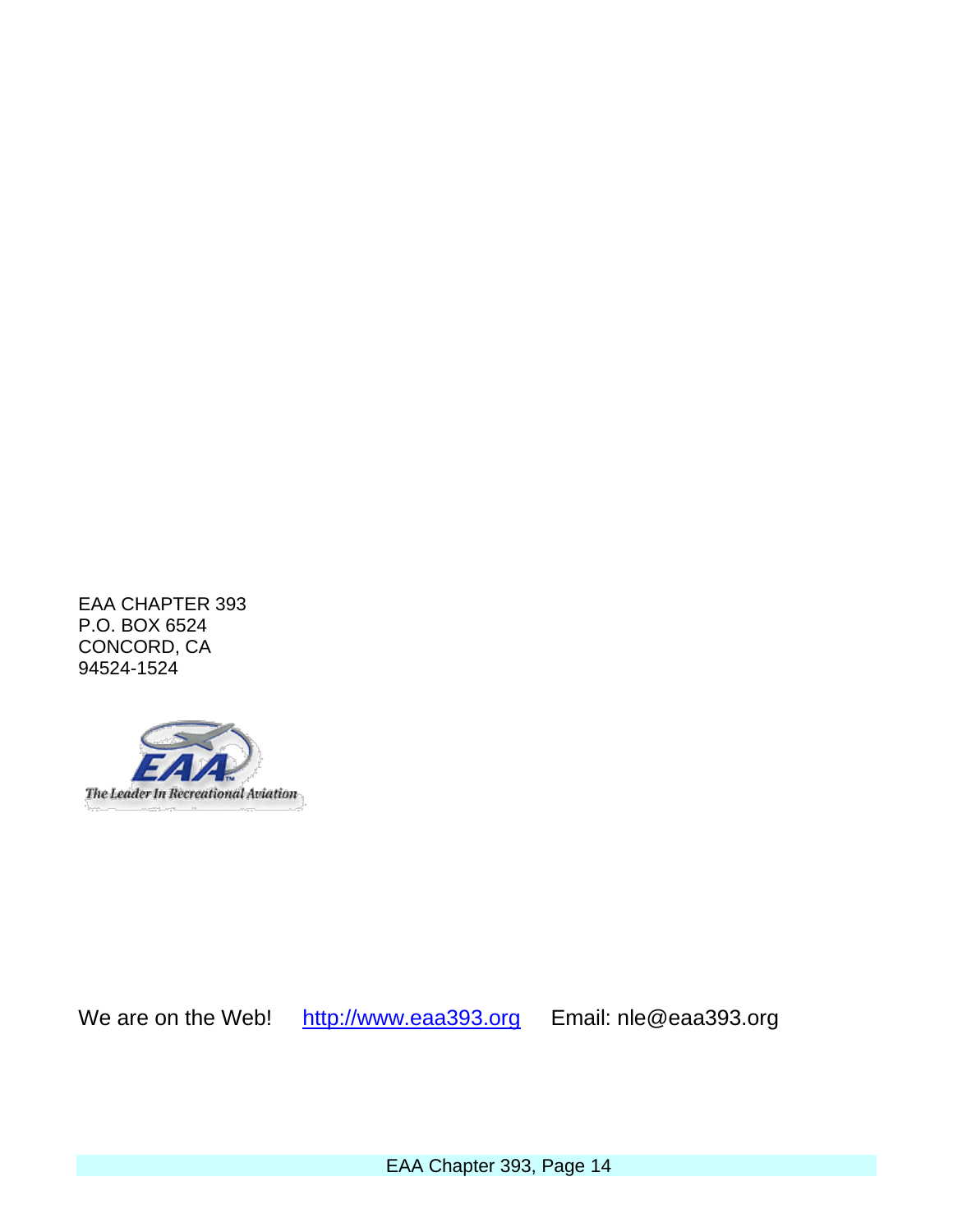EAA CHAPTER 393
P.O. BOX 6524
CONCORD, CA
94524-1524

We are on the Web! http://www.eaa393.org Email: nle@eaa393.org